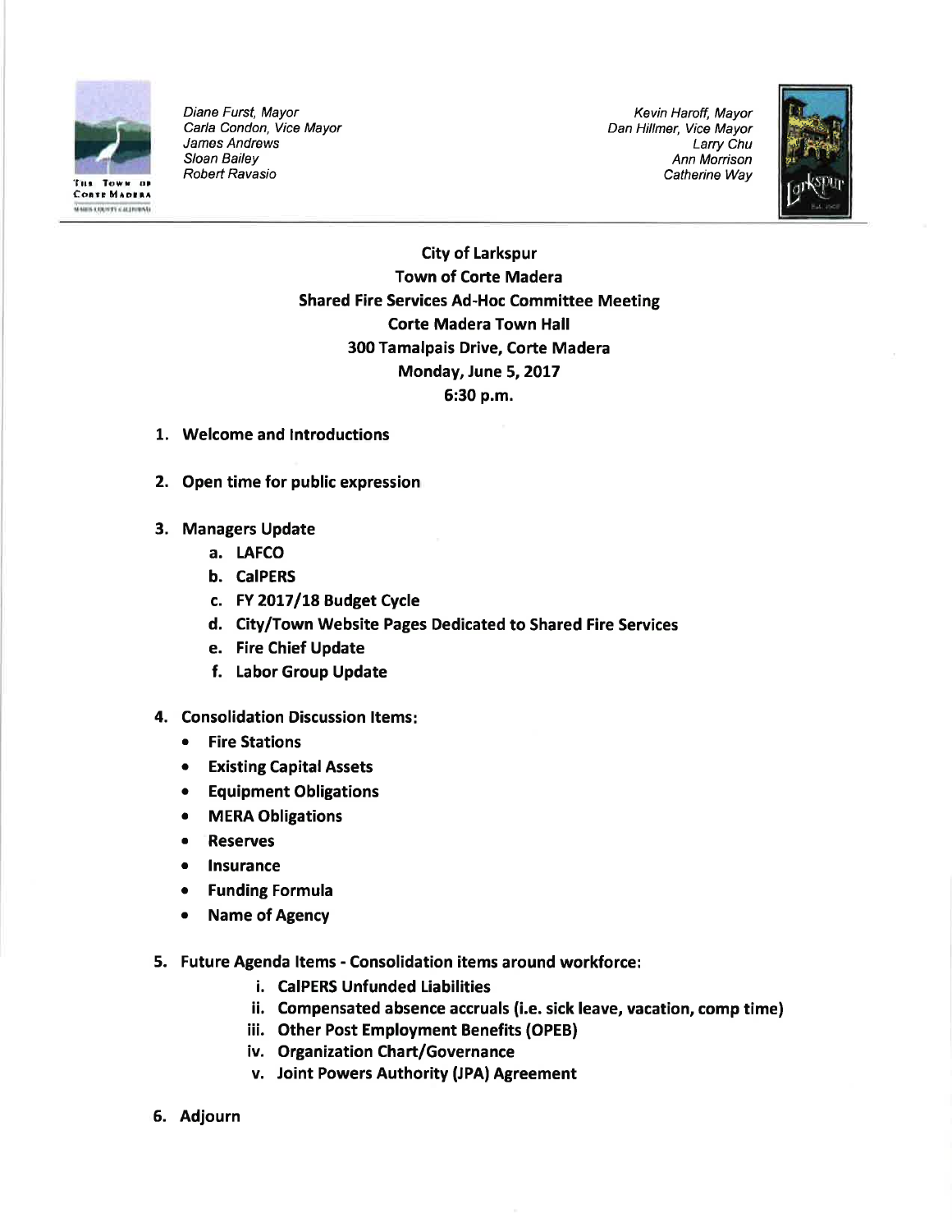*Diane Furst, Mayor*
*Carla Condon, Vice Mayor*
*James Andrews*
*Sloan Bailey*
*Robert Ravasio*

*Kevin Haroff, Mayor*
*Dan Hillmer, Vice Mayor*
*Larry Chu*
*Ann Morrison*
*Catherine Way*

# City of Larkspur
# Town of Corte Madera
# Shared Fire Services Ad-Hoc Committee Meeting

**Corte Madera Town Hall**
**300 Tamalpais Drive, Corte Madera**
**Monday, June 5, 2017**
**6:30 p.m.**

1. **Welcome and Introductions**

2. **Open time for public expression**

3. **Managers Update**
   a. **LAFCO**
   b. **CalPERS**
   c. **FY 2017/18 Budget Cycle**
   d. **City/Town Website Pages Dedicated to Shared Fire Services**
   e. **Fire Chief Update**
   f. **Labor Group Update**

4. **Consolidation Discussion Items:**
   - **Fire Stations**
   - **Existing Capital Assets**
   - **Equipment Obligations**
   - **MERA Obligations**
   - **Reserves**
   - **Insurance**
   - **Funding Formula**
   - **Name of Agency**

5. **Future Agenda Items - Consolidation items around workforce:**
   i. **CalPERS Unfunded Liabilities**
   ii. **Compensated absence accruals (i.e. sick leave, vacation, comp time)**
   iii. **Other Post Employment Benefits (OPEB)**
   iv. **Organization Chart/Governance**
   v. **Joint Powers Authority (JPA) Agreement**

6. **Adjourn**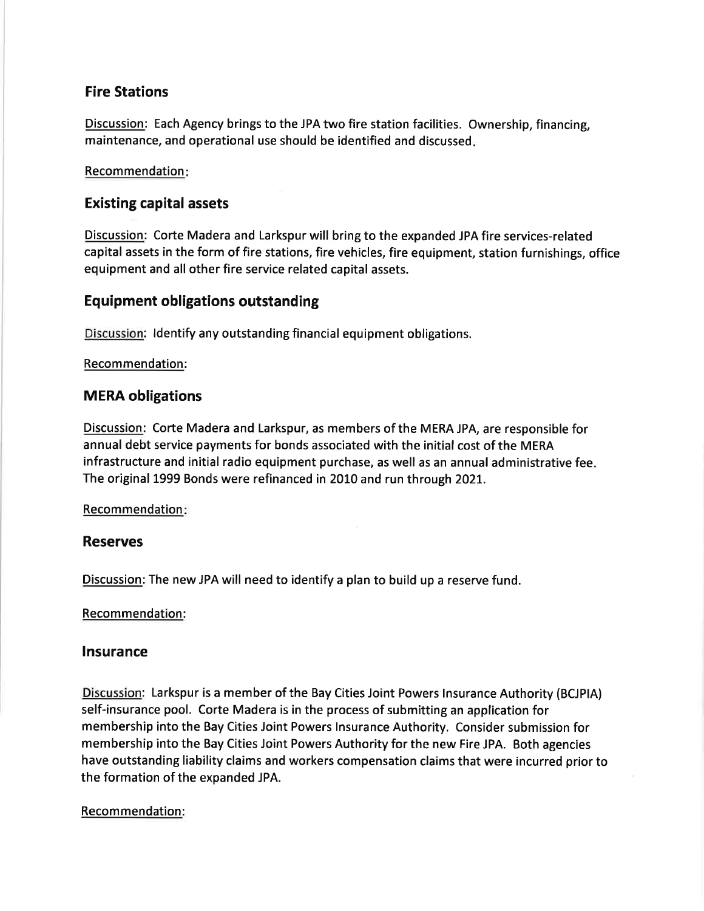## Fire Stations

Discussion: Each Agency brings to the JPA two fire station facilities. Ownership, financing, maintenance, and operational use should be identified and discussed.

Recommendation:

## Existing capital assets

Discussion: Corte Madera and Larkspur will bring to the expanded JPA fire services-related capital assets in the form of fire stations, fire vehicles, fire equipment, station furnishings, office equipment and all other fire service related capital assets.

## Equipment obligations outstanding

Discussion: Identify any outstanding financial equipment obligations.

Recommendation:

## MERA obligations

Discussion: Corte Madera and Larkspur, as members of the MERA JPA, are responsible for annual debt service payments for bonds associated with the initial cost of the MERA infrastructure and initial radio equipment purchase, as well as an annual administrative fee. The original 1999 Bonds were refinanced in 2010 and run through 2021.

Recommendation:

## Reserves

Discussion: The new JPA will need to identify a plan to build up a reserve fund.

Recommendation:

## Insurance

Discussion: Larkspur is a member of the Bay Cities Joint Powers Insurance Authority (BCJPIA) self-insurance pool. Corte Madera is in the process of submitting an application for membership into the Bay Cities Joint Powers Insurance Authority. Consider submission for membership into the Bay Cities Joint Powers Authority for the new Fire JPA. Both agencies have outstanding liability claims and workers compensation claims that were incurred prior to the formation of the expanded JPA.

Recommendation: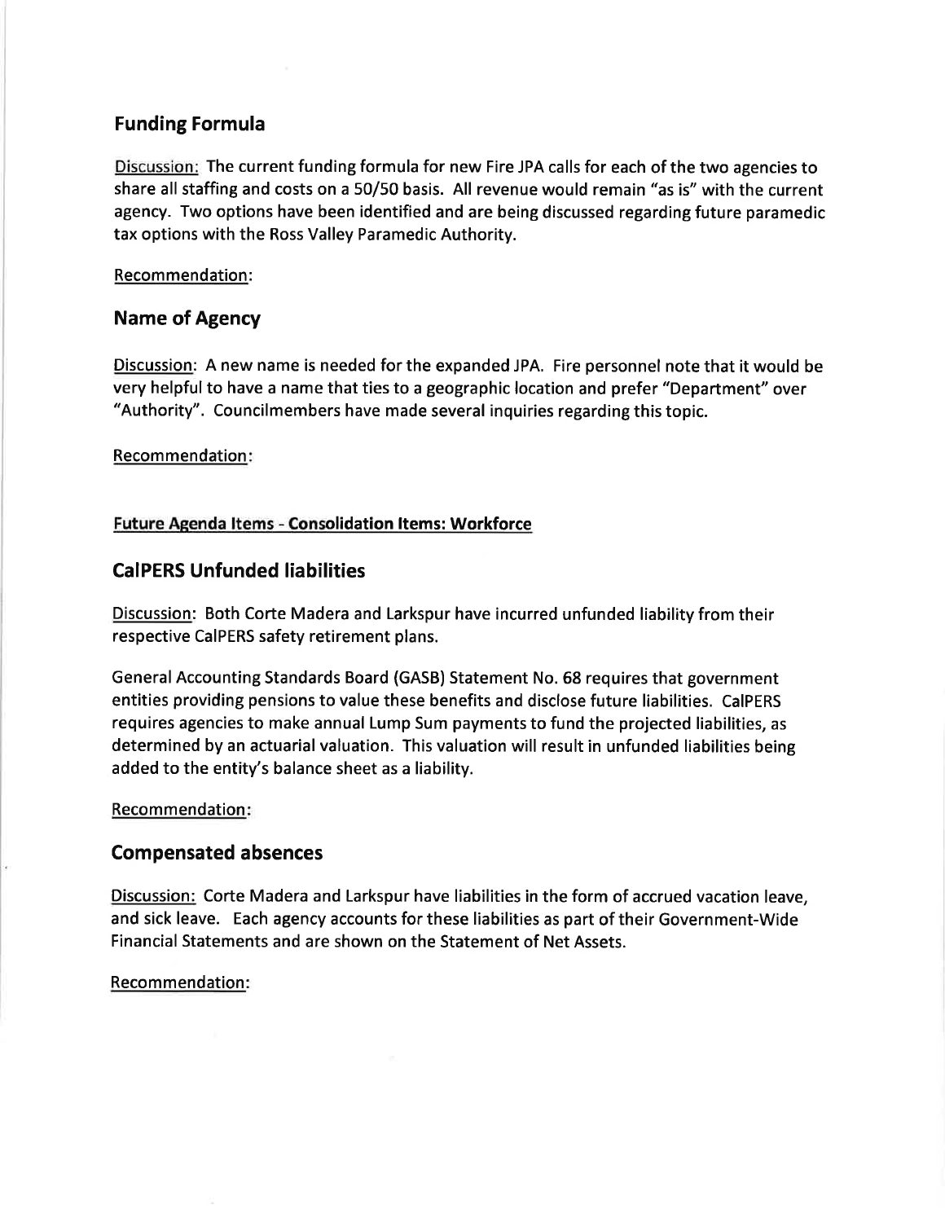## Funding Formula

Discussion: The current funding formula for new Fire JPA calls for each of the two agencies to share all staffing and costs on a 50/50 basis. All revenue would remain "as is" with the current agency. Two options have been identified and are being discussed regarding future paramedic tax options with the Ross Valley Paramedic Authority.

Recommendation:

## Name of Agency

Discussion: A new name is needed for the expanded JPA. Fire personnel note that it would be very helpful to have a name that ties to a geographic location and prefer "Department" over "Authority". Councilmembers have made several inquiries regarding this topic.

Recommendation:

**Future Agenda Items - Consolidation Items: Workforce**

## CalPERS Unfunded liabilities

Discussion: Both Corte Madera and Larkspur have incurred unfunded liability from their respective CalPERS safety retirement plans.

General Accounting Standards Board (GASB) Statement No. 68 requires that government entities providing pensions to value these benefits and disclose future liabilities. CalPERS requires agencies to make annual Lump Sum payments to fund the projected liabilities, as determined by an actuarial valuation. This valuation will result in unfunded liabilities being added to the entity's balance sheet as a liability.

Recommendation:

## Compensated absences

Discussion: Corte Madera and Larkspur have liabilities in the form of accrued vacation leave, and sick leave. Each agency accounts for these liabilities as part of their Government-Wide Financial Statements and are shown on the Statement of Net Assets.

Recommendation: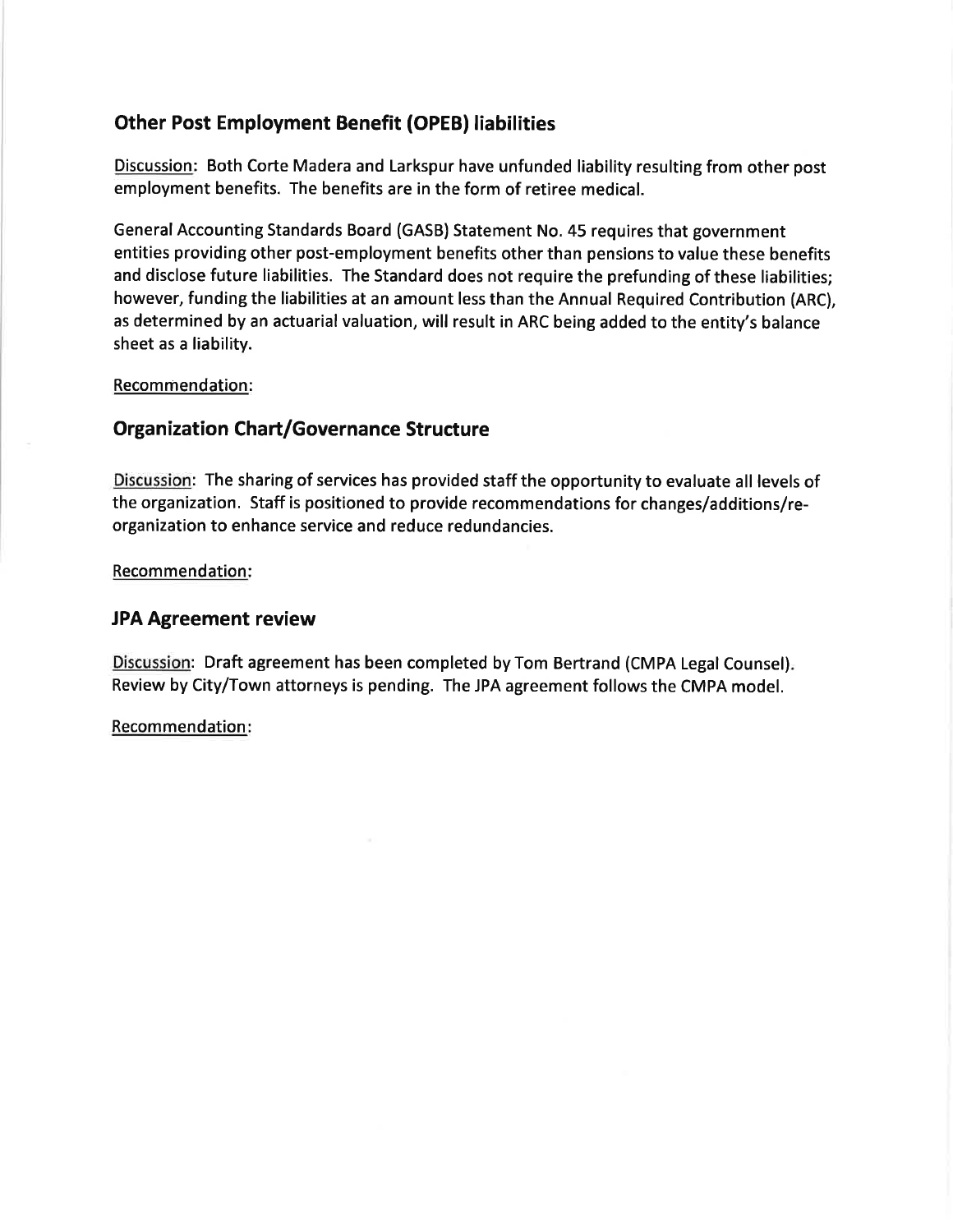## Other Post Employment Benefit (OPEB) liabilities

Discussion: Both Corte Madera and Larkspur have unfunded liability resulting from other post employment benefits. The benefits are in the form of retiree medical.

General Accounting Standards Board (GASB) Statement No. 45 requires that government entities providing other post-employment benefits other than pensions to value these benefits and disclose future liabilities. The Standard does not require the prefunding of these liabilities; however, funding the liabilities at an amount less than the Annual Required Contribution (ARC), as determined by an actuarial valuation, will result in ARC being added to the entity's balance sheet as a liability.

Recommendation:

## Organization Chart/Governance Structure

Discussion: The sharing of services has provided staff the opportunity to evaluate all levels of the organization. Staff is positioned to provide recommendations for changes/additions/re-organization to enhance service and reduce redundancies.

Recommendation:

## JPA Agreement review

Discussion: Draft agreement has been completed by Tom Bertrand (CMPA Legal Counsel). Review by City/Town attorneys is pending. The JPA agreement follows the CMPA model.

Recommendation: